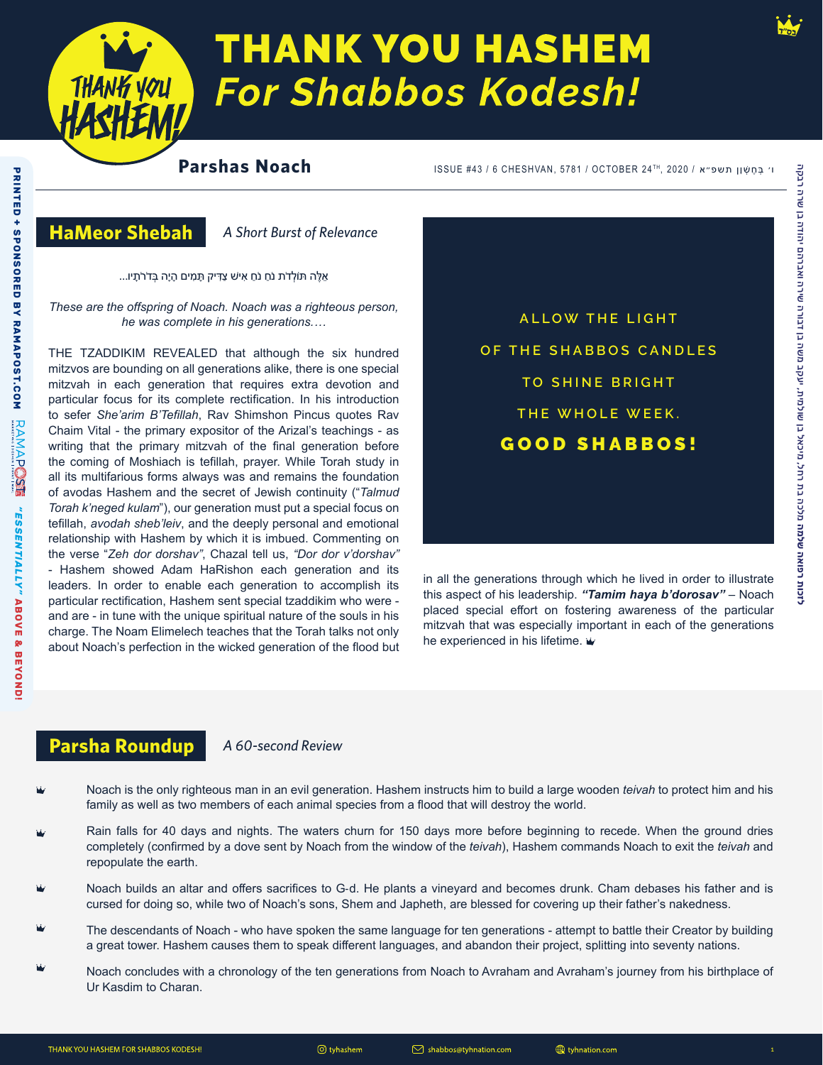# THANK YOU HASHEM
## *For Shabbos Kodesh!*

**Parshas Noach**

ISSUE #43 / 6 CHESHVAN, 5781 / OCTOBER 24TH, 2020 / ו׳ בְּחֶשְׁוָן תשפ״א

## HaMeor Shebah

*A Short Burst of Relevance*

אֵלֶּה תּוֹלְדֹת נֹחַ נֹחַ אִישׁ צַדִּיק תָּמִים הָיָה בְּדֹרֹתָיו...

*These are the offspring of Noach. Noach was a righteous person, he was complete in his generations….*

THE TZADDIKIM REVEALED that although the six hundred mitzvos are bounding on all generations alike, there is one special mitzvah in each generation that requires extra devotion and particular focus for its complete rectification. In his introduction to sefer *She'arim B'Tefillah*, Rav Shimshon Pincus quotes Rav Chaim Vital - the primary expositor of the Arizal's teachings - as writing that the primary mitzvah of the final generation before the coming of Moshiach is tefillah, prayer. While Torah study in all its multifarious forms always was and remains the foundation of avodas Hashem and the secret of Jewish continuity ("*Talmud Torah k'neged kulam*"), our generation must put a special focus on tefillah, *avodah sheb'leiv*, and the deeply personal and emotional relationship with Hashem by which it is imbued. Commenting on the verse "*Zeh dor dorshav*", Chazal tell us, *"Dor dor v'dorshav"* - Hashem showed Adam HaRishon each generation and its leaders. In order to enable each generation to accomplish its particular rectification, Hashem sent special tzaddikim who were - and are - in tune with the unique spiritual nature of the souls in his charge. The Noam Elimelech teaches that the Torah talks not only about Noach's perfection in the wicked generation of the flood but in all the generations through which he lived in order to illustrate this aspect of his leadership. ***"Tamim haya b'dorosav"*** – Noach placed special effort on fostering awareness of the particular mitzvah that was especially important in each of the generations he experienced in his lifetime.

ALLOW THE LIGHT
OF THE SHABBOS CANDLES
TO SHINE BRIGHT
THE WHOLE WEEK.
**GOOD SHABBOS!**

## Parsha Roundup

*A 60-second Review*

- Noach is the only righteous man in an evil generation. Hashem instructs him to build a large wooden *teivah* to protect him and his family as well as two members of each animal species from a flood that will destroy the world.
- Rain falls for 40 days and nights. The waters churn for 150 days more before beginning to recede. When the ground dries completely (confirmed by a dove sent by Noach from the window of the *teivah*), Hashem commands Noach to exit the *teivah* and repopulate the earth.
- Noach builds an altar and offers sacrifices to G-d. He plants a vineyard and becomes drunk. Cham debases his father and is cursed for doing so, while two of Noach's sons, Shem and Japheth, are blessed for covering up their father's nakedness.
- The descendants of Noach - who have spoken the same language for ten generations - attempt to battle their Creator by building a great tower. Hashem causes them to speak different languages, and abandon their project, splitting into seventy nations.
- Noach concludes with a chronology of the ten generations from Noach to Avraham and Avraham's journey from his birthplace of Ur Kasdim to Charan.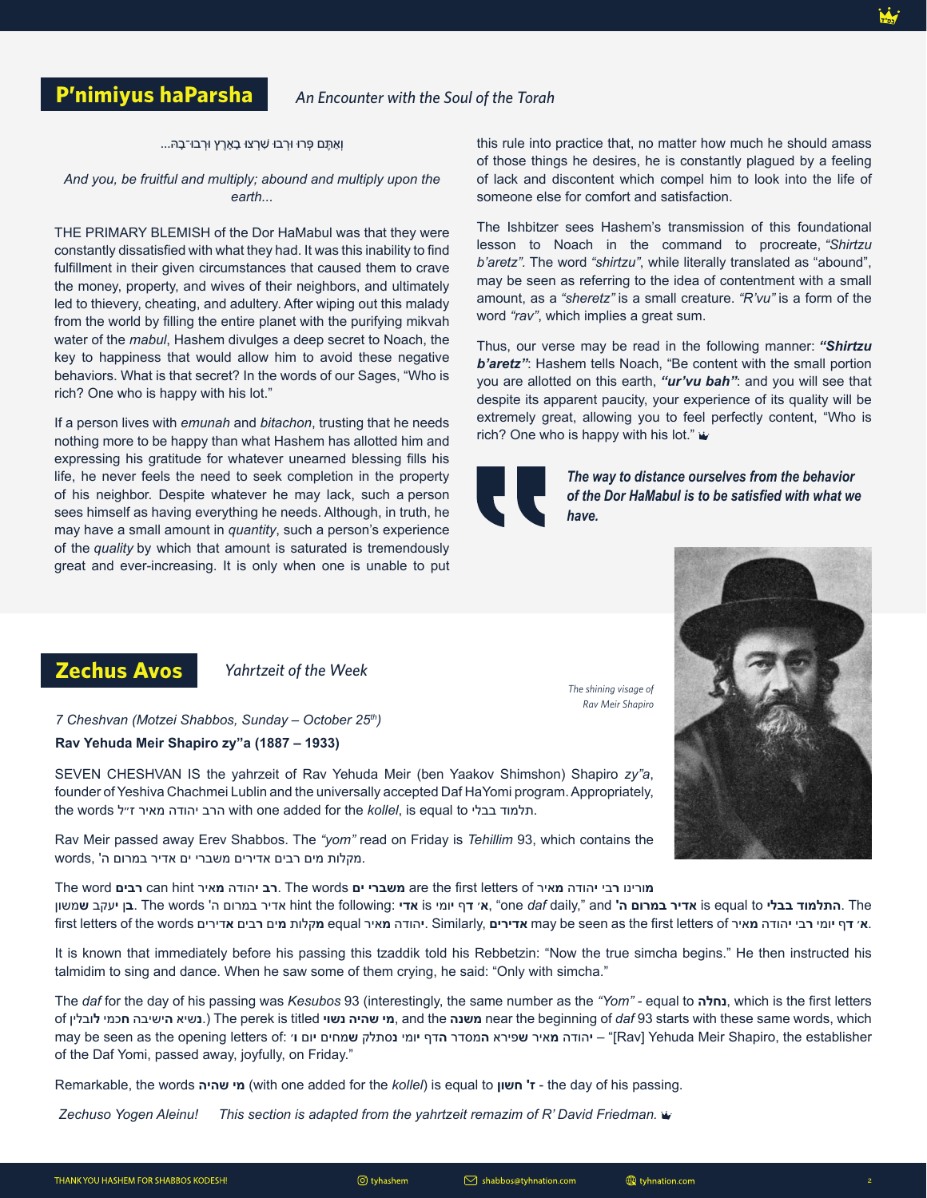## P'nimiyus haParsha

*An Encounter with the Soul of the Torah*

וְאַתֶּם פְּרוּ וּרְבוּ שִׁרְצוּ בָאָרֶץ וּרְבוּ־בָהּ...

*And you, be fruitful and multiply; abound and multiply upon the earth...*

THE PRIMARY BLEMISH of the Dor HaMabul was that they were constantly dissatisfied with what they had. It was this inability to find fulfillment in their given circumstances that caused them to crave the money, property, and wives of their neighbors, and ultimately led to thievery, cheating, and adultery. After wiping out this malady from the world by filling the entire planet with the purifying mikvah water of the *mabul*, Hashem divulges a deep secret to Noach, the key to happiness that would allow him to avoid these negative behaviors. What is that secret? In the words of our Sages, "Who is rich? One who is happy with his lot."

If a person lives with *emunah* and *bitachon*, trusting that he needs nothing more to be happy than what Hashem has allotted him and expressing his gratitude for whatever unearned blessing fills his life, he never feels the need to seek completion in the property of his neighbor. Despite whatever he may lack, such a person sees himself as having everything he needs. Although, in truth, he may have a small amount in *quantity*, such a person's experience of the *quality* by which that amount is saturated is tremendously great and ever-increasing. It is only when one is unable to put this rule into practice that, no matter how much he should amass of those things he desires, he is constantly plagued by a feeling of lack and discontent which compel him to look into the life of someone else for comfort and satisfaction.

The Ishbitzer sees Hashem's transmission of this foundational lesson to Noach in the command to procreate, *"Shirtzu b'aretz"*. The word *"shirtzu"*, while literally translated as "abound", may be seen as referring to the idea of contentment with a small amount, as a *"sheretz"* is a small creature. *"R'vu"* is a form of the word *"rav"*, which implies a great sum.

Thus, our verse may be read in the following manner: ***"Shirtzu b'aretz"***: Hashem tells Noach, "Be content with the small portion you are allotted on this earth, ***"ur'vu bah"***: and you will see that despite its apparent paucity, your experience of its quality will be extremely great, allowing you to feel perfectly content, "Who is rich? One who is happy with his lot."

> ***The way to distance ourselves from the behavior of the Dor HaMabul is to be satisfied with what we have.***

## Zechus Avos

*Yahrtzeit of the Week*

*The shining visage of Rav Meir Shapiro*

*7 Cheshvan (Motzei Shabbos, Sunday – October 25th)*

**Rav Yehuda Meir Shapiro zy"a (1887 – 1933)**

SEVEN CHESHVAN IS the yahrzeit of Rav Yehuda Meir (ben Yaakov Shimshon) Shapiro *zy"a*, founder of Yeshiva Chachmei Lublin and the universally accepted Daf HaYomi program. Appropriately, the words הרב יהודה מאיר ז״ל with one added for the *kollel*, is equal to תלמוד בבלי.

Rav Meir passed away Erev Shabbos. The *"yom"* read on Friday is *Tehillim* 93, which contains the words, מקלות מים רבים אדירים משברי ים אדיר במרום ה'.

The word **רבים** can hint **רב** יהודה **מאיר**. The words **משברי ים** are the first letters of **מ**ורינו **ר**בי **י**הודה **מ**איר **ב**ן **י**עקב **ש**משון. The words אדיר במרום ה' hint the following: **אדי** is **א**' **ד**ף **י**ומי, "one *daf* daily," and **אדיר במרום ה'** is equal to **התלמוד בבלי**. The first letters of the words **מ**קלות **מ**ים **ר**בים **אדירים** equal **י**הודה **מ**איר. Similarly, **אדירים** may be seen as the first letters of **א**' **ד**ף **י**ומי **ר**בי **י**הודה **מ**איר.

It is known that immediately before his passing this tzaddik told his Rebbetzin: "Now the true simcha begins." He then instructed his talmidim to sing and dance. When he saw some of them crying, he said: "Only with simcha."

The *daf* for the day of his passing was *Kesubos* 93 (interestingly, the same number as the *"Yom"* - equal to **נחלה**, which is the first letters of **נ**שיא **ה**ישיבה **ח**כמי **ל**ובלין.) The perek is titled **מי שהיה נשוי**, and the **משנה** near the beginning of *daf* 93 starts with these same words, which may be seen as the opening letters of: **מ**איר **י**הודה **ש**פירא **ה**מסדר **ה**דף **י**ומי **נ**סתלק **ש**מחים **י**ום **ו**' – "[Rav] Yehuda Meir Shapiro, the establisher of the Daf Yomi, passed away, joyfully, on Friday."

Remarkable, the words **מי שהיה** (with one added for the *kollel*) is equal to **ז' חשון** - the day of his passing.

*Zechuso Yogen Aleinu!* *This section is adapted from the yahrtzeit remazim of R' David Friedman.*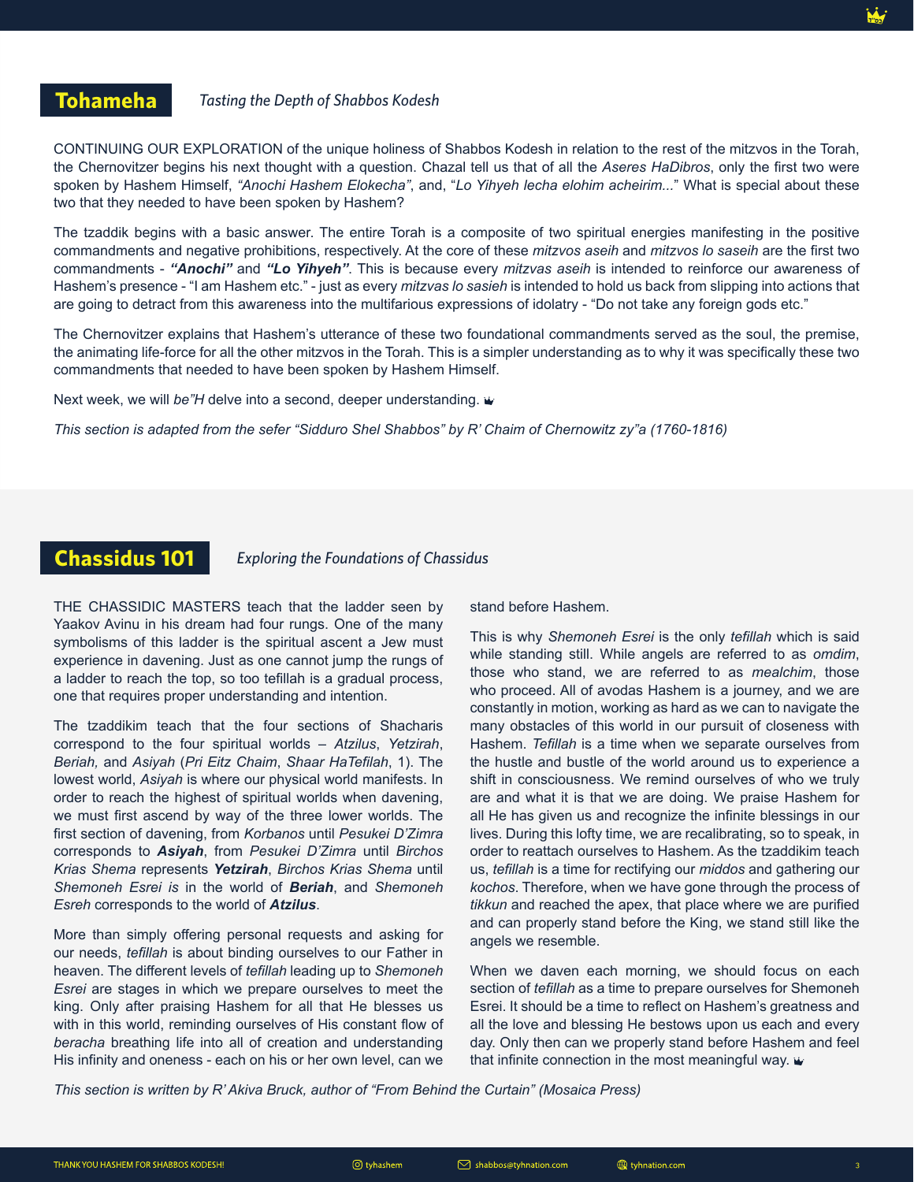## Tohameha

*Tasting the Depth of Shabbos Kodesh*

CONTINUING OUR EXPLORATION of the unique holiness of Shabbos Kodesh in relation to the rest of the mitzvos in the Torah, the Chernovitzer begins his next thought with a question. Chazal tell us that of all the *Aseres HaDibros*, only the first two were spoken by Hashem Himself, *"Anochi Hashem Elokecha"*, and, "*Lo Yihyeh lecha elohim acheirim...*" What is special about these two that they needed to have been spoken by Hashem?

The tzaddik begins with a basic answer. The entire Torah is a composite of two spiritual energies manifesting in the positive commandments and negative prohibitions, respectively. At the core of these *mitzvos aseih* and *mitzvos lo saseih* are the first two commandments - ***"Anochi"*** and ***"Lo Yihyeh"***. This is because every *mitzvas aseih* is intended to reinforce our awareness of Hashem's presence - "I am Hashem etc." - just as every *mitzvas lo sasieh* is intended to hold us back from slipping into actions that are going to detract from this awareness into the multifarious expressions of idolatry - "Do not take any foreign gods etc."

The Chernovitzer explains that Hashem's utterance of these two foundational commandments served as the soul, the premise, the animating life-force for all the other mitzvos in the Torah. This is a simpler understanding as to why it was specifically these two commandments that needed to have been spoken by Hashem Himself.

Next week, we will *be"H* delve into a second, deeper understanding.

*This section is adapted from the sefer "Sidduro Shel Shabbos" by R' Chaim of Chernowitz zy"a (1760-1816)*

## Chassidus 101

*Exploring the Foundations of Chassidus*

THE CHASSIDIC MASTERS teach that the ladder seen by Yaakov Avinu in his dream had four rungs. One of the many symbolisms of this ladder is the spiritual ascent a Jew must experience in davening. Just as one cannot jump the rungs of a ladder to reach the top, so too tefillah is a gradual process, one that requires proper understanding and intention.

The tzaddikim teach that the four sections of Shacharis correspond to the four spiritual worlds – *Atzilus*, *Yetzirah*, *Beriah,* and *Asiyah* (*Pri Eitz Chaim*, *Shaar HaTefilah*, 1). The lowest world, *Asiyah* is where our physical world manifests. In order to reach the highest of spiritual worlds when davening, we must first ascend by way of the three lower worlds. The first section of davening, from *Korbanos* until *Pesukei D'Zimra* corresponds to ***Asiyah***, from *Pesukei D'Zimra* until *Birchos Krias Shema* represents ***Yetzirah***, *Birchos Krias Shema* until *Shemoneh Esrei is* in the world of ***Beriah***, and *Shemoneh Esreh* corresponds to the world of ***Atzilus***.

More than simply offering personal requests and asking for our needs, *tefillah* is about binding ourselves to our Father in heaven. The different levels of *tefillah* leading up to *Shemoneh Esrei* are stages in which we prepare ourselves to meet the king. Only after praising Hashem for all that He blesses us with in this world, reminding ourselves of His constant flow of *beracha* breathing life into all of creation and understanding His infinity and oneness - each on his or her own level, can we stand before Hashem.

This is why *Shemoneh Esrei* is the only *tefillah* which is said while standing still. While angels are referred to as *omdim*, those who stand, we are referred to as *mealchim*, those who proceed. All of avodas Hashem is a journey, and we are constantly in motion, working as hard as we can to navigate the many obstacles of this world in our pursuit of closeness with Hashem. *Tefillah* is a time when we separate ourselves from the hustle and bustle of the world around us to experience a shift in consciousness. We remind ourselves of who we truly are and what it is that we are doing. We praise Hashem for all He has given us and recognize the infinite blessings in our lives. During this lofty time, we are recalibrating, so to speak, in order to reattach ourselves to Hashem. As the tzaddikim teach us, *tefillah* is a time for rectifying our *middos* and gathering our *kochos*. Therefore, when we have gone through the process of *tikkun* and reached the apex, that place where we are purified and can properly stand before the King, we stand still like the angels we resemble.

When we daven each morning, we should focus on each section of *tefillah* as a time to prepare ourselves for Shemoneh Esrei. It should be a time to reflect on Hashem's greatness and all the love and blessing He bestows upon us each and every day. Only then can we properly stand before Hashem and feel that infinite connection in the most meaningful way.

*This section is written by R' Akiva Bruck, author of "From Behind the Curtain" (Mosaica Press)*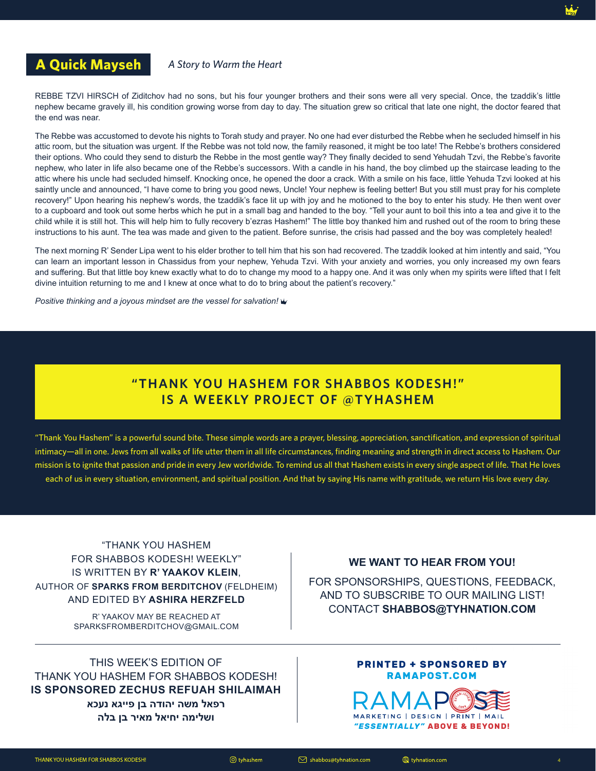## A Quick Mayseh

*A Story to Warm the Heart*

REBBE TZVI HIRSCH of Ziditchov had no sons, but his four younger brothers and their sons were all very special. Once, the tzaddik's little nephew became gravely ill, his condition growing worse from day to day. The situation grew so critical that late one night, the doctor feared that the end was near.

The Rebbe was accustomed to devote his nights to Torah study and prayer. No one had ever disturbed the Rebbe when he secluded himself in his attic room, but the situation was urgent. If the Rebbe was not told now, the family reasoned, it might be too late! The Rebbe's brothers considered their options. Who could they send to disturb the Rebbe in the most gentle way? They finally decided to send Yehudah Tzvi, the Rebbe's favorite nephew, who later in life also became one of the Rebbe's successors. With a candle in his hand, the boy climbed up the staircase leading to the attic where his uncle had secluded himself. Knocking once, he opened the door a crack. With a smile on his face, little Yehuda Tzvi looked at his saintly uncle and announced, "I have come to bring you good news, Uncle! Your nephew is feeling better! But you still must pray for his complete recovery!" Upon hearing his nephew's words, the tzaddik's face lit up with joy and he motioned to the boy to enter his study. He then went over to a cupboard and took out some herbs which he put in a small bag and handed to the boy. "Tell your aunt to boil this into a tea and give it to the child while it is still hot. This will help him to fully recovery b'ezras Hashem!" The little boy thanked him and rushed out of the room to bring these instructions to his aunt. The tea was made and given to the patient. Before sunrise, the crisis had passed and the boy was completely healed!

The next morning R' Sender Lipa went to his elder brother to tell him that his son had recovered. The tzaddik looked at him intently and said, "You can learn an important lesson in Chassidus from your nephew, Yehuda Tzvi. With your anxiety and worries, you only increased my own fears and suffering. But that little boy knew exactly what to do to change my mood to a happy one. And it was only when my spirits were lifted that I felt divine intuition returning to me and I knew at once what to do to bring about the patient's recovery."

*Positive thinking and a joyous mindset are the vessel for salvation!*

## "THANK YOU HASHEM FOR SHABBOS KODESH!" IS A WEEKLY PROJECT OF @TYHASHEM

"Thank You Hashem" is a powerful sound bite. These simple words are a prayer, blessing, appreciation, sanctification, and expression of spiritual intimacy—all in one. Jews from all walks of life utter them in all life circumstances, finding meaning and strength in direct access to Hashem. Our mission is to ignite that passion and pride in every Jew worldwide. To remind us all that Hashem exists in every single aspect of life. That He loves each of us in every situation, environment, and spiritual position. And that by saying His name with gratitude, we return His love every day.

"THANK YOU HASHEM FOR SHABBOS KODESH! WEEKLY" IS WRITTEN BY **R' YAAKOV KLEIN**, AUTHOR OF **SPARKS FROM BERDITCHOV** (FELDHEIM) AND EDITED BY **ASHIRA HERZFELD**

R' YAAKOV MAY BE REACHED AT SPARKSFROMBERDITCHOV@GMAIL.COM

**WE WANT TO HEAR FROM YOU!**

FOR SPONSORSHIPS, QUESTIONS, FEEDBACK, AND TO SUBSCRIBE TO OUR MAILING LIST! CONTACT **SHABBOS@TYHNATION.COM**

THIS WEEK'S EDITION OF THANK YOU HASHEM FOR SHABBOS KODESH!
**IS SPONSORED ZECHUS REFUAH SHILAIMAH**
**רפאל משה יהודה בן פייגא נעכא**
**ושלימה יחיאל מאיר בן בלה**

**PRINTED + SPONSORED BY RAMAPOST.COM**

RAMAPOST
MARKETING | DESIGN | PRINT | MAIL
***"ESSENTIALLY" ABOVE & BEYOND!***